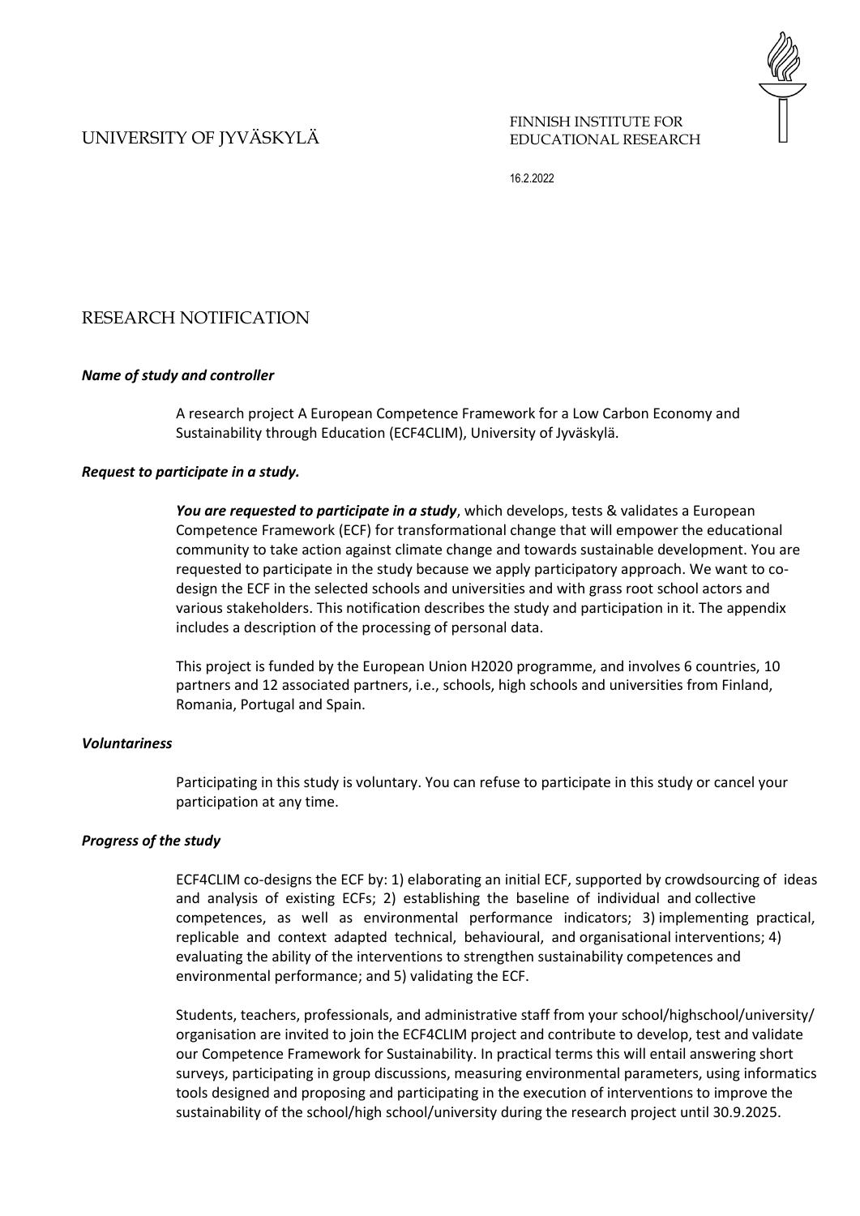UNIVERSITY OF JYVÄSKYLÄ

FINNISH INSTITUTE FOR EDUCATIONAL RESEARCH

16.2.2022

# RESEARCH NOTIFICATION

### *Name of study and controller*

A research project A European Competence Framework for a Low Carbon Economy and Sustainability through Education (ECF4CLIM), University of Jyväskylä.

### *Request to participate in a study.*

***You are requested to participate in a study***, which develops, tests & validates a European Competence Framework (ECF) for transformational change that will empower the educational community to take action against climate change and towards sustainable development. You are requested to participate in the study because we apply participatory approach. We want to co-design the ECF in the selected schools and universities and with grass root school actors and various stakeholders. This notification describes the study and participation in it. The appendix includes a description of the processing of personal data.

This project is funded by the European Union H2020 programme, and involves 6 countries, 10 partners and 12 associated partners, i.e., schools, high schools and universities from Finland, Romania, Portugal and Spain.

### *Voluntariness*

Participating in this study is voluntary. You can refuse to participate in this study or cancel your participation at any time.

### *Progress of the study*

ECF4CLIM co-designs the ECF by: 1) elaborating an initial ECF, supported by crowdsourcing of ideas and analysis of existing ECFs; 2) establishing the baseline of individual and collective competences, as well as environmental performance indicators; 3) implementing practical, replicable and context adapted technical, behavioural, and organisational interventions; 4) evaluating the ability of the interventions to strengthen sustainability competences and environmental performance; and 5) validating the ECF.

Students, teachers, professionals, and administrative staff from your school/highschool/university/ organisation are invited to join the ECF4CLIM project and contribute to develop, test and validate our Competence Framework for Sustainability. In practical terms this will entail answering short surveys, participating in group discussions, measuring environmental parameters, using informatics tools designed and proposing and participating in the execution of interventions to improve the sustainability of the school/high school/university during the research project until 30.9.2025.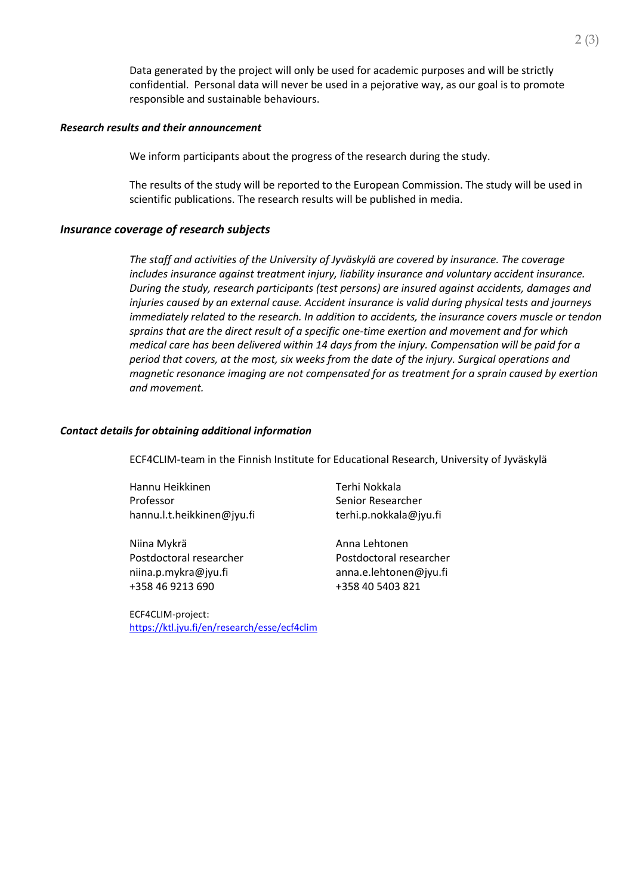Data generated by the project will only be used for academic purposes and will be strictly confidential. Personal data will never be used in a pejorative way, as our goal is to promote responsible and sustainable behaviours.

### *Research results and their announcement*

We inform participants about the progress of the research during the study.

The results of the study will be reported to the European Commission. The study will be used in scientific publications. The research results will be published in media.

### *Insurance coverage of research subjects*

*The staff and activities of the University of Jyväskylä are covered by insurance. The coverage includes insurance against treatment injury, liability insurance and voluntary accident insurance. During the study, research participants (test persons) are insured against accidents, damages and injuries caused by an external cause. Accident insurance is valid during physical tests and journeys immediately related to the research. In addition to accidents, the insurance covers muscle or tendon sprains that are the direct result of a specific one-time exertion and movement and for which medical care has been delivered within 14 days from the injury. Compensation will be paid for a period that covers, at the most, six weeks from the date of the injury. Surgical operations and magnetic resonance imaging are not compensated for as treatment for a sprain caused by exertion and movement.*

### *Contact details for obtaining additional information*

ECF4CLIM-team in the Finnish Institute for Educational Research, University of Jyväskylä

Hannu Heikkinen
Professor
hannu.l.t.heikkinen@jyu.fi

Terhi Nokkala
Senior Researcher
terhi.p.nokkala@jyu.fi

Niina Mykrä
Postdoctoral researcher
niina.p.mykra@jyu.fi
+358 46 9213 690

Anna Lehtonen
Postdoctoral researcher
anna.e.lehtonen@jyu.fi
+358 40 5403 821

ECF4CLIM-project:
https://ktl.jyu.fi/en/research/esse/ecf4clim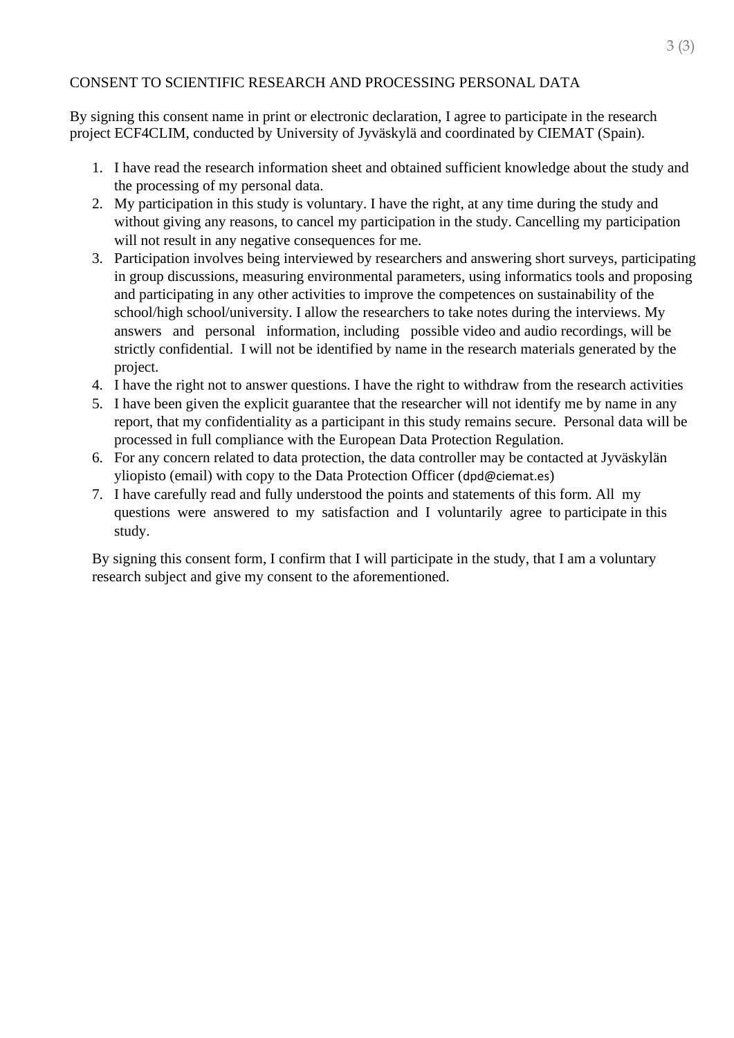CONSENT TO SCIENTIFIC RESEARCH AND PROCESSING PERSONAL DATA

By signing this consent name in print or electronic declaration, I agree to participate in the research project ECF4CLIM, conducted by University of Jyväskylä and coordinated by CIEMAT (Spain).

1. I have read the research information sheet and obtained sufficient knowledge about the study and the processing of my personal data.
2. My participation in this study is voluntary. I have the right, at any time during the study and without giving any reasons, to cancel my participation in the study. Cancelling my participation will not result in any negative consequences for me.
3. Participation involves being interviewed by researchers and answering short surveys, participating in group discussions, measuring environmental parameters, using informatics tools and proposing and participating in any other activities to improve the competences on sustainability of the school/high school/university. I allow the researchers to take notes during the interviews. My answers and personal information, including possible video and audio recordings, will be strictly confidential. I will not be identified by name in the research materials generated by the project.
4. I have the right not to answer questions. I have the right to withdraw from the research activities
5. I have been given the explicit guarantee that the researcher will not identify me by name in any report, that my confidentiality as a participant in this study remains secure. Personal data will be processed in full compliance with the European Data Protection Regulation.
6. For any concern related to data protection, the data controller may be contacted at Jyväskylän yliopisto (email) with copy to the Data Protection Officer (dpd@ciemat.es)
7. I have carefully read and fully understood the points and statements of this form. All my questions were answered to my satisfaction and I voluntarily agree to participate in this study.

By signing this consent form, I confirm that I will participate in the study, that I am a voluntary research subject and give my consent to the aforementioned.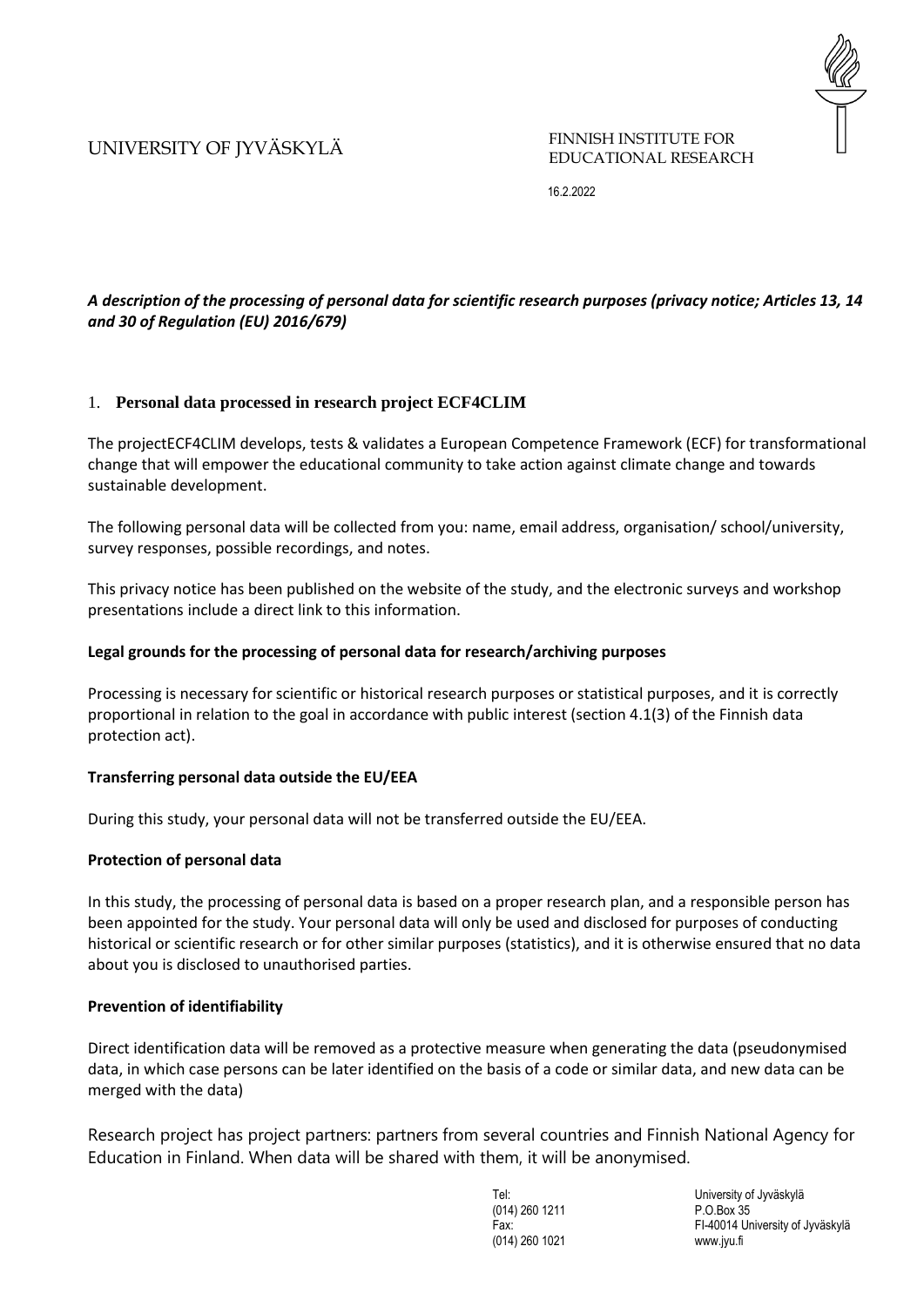UNIVERSITY OF JYVÄSKYLÄ

FINNISH INSTITUTE FOR EDUCATIONAL RESEARCH

16.2.2022

***A description of the processing of personal data for scientific research purposes (privacy notice; Articles 13, 14 and 30 of Regulation (EU) 2016/679)***

## 1. Personal data processed in research project ECF4CLIM

The projectECF4CLIM develops, tests & validates a European Competence Framework (ECF) for transformational change that will empower the educational community to take action against climate change and towards sustainable development.

The following personal data will be collected from you: name, email address, organisation/ school/university, survey responses, possible recordings, and notes.

This privacy notice has been published on the website of the study, and the electronic surveys and workshop presentations include a direct link to this information.

### Legal grounds for the processing of personal data for research/archiving purposes

Processing is necessary for scientific or historical research purposes or statistical purposes, and it is correctly proportional in relation to the goal in accordance with public interest (section 4.1(3) of the Finnish data protection act).

### Transferring personal data outside the EU/EEA

During this study, your personal data will not be transferred outside the EU/EEA.

### Protection of personal data

In this study, the processing of personal data is based on a proper research plan, and a responsible person has been appointed for the study. Your personal data will only be used and disclosed for purposes of conducting historical or scientific research or for other similar purposes (statistics), and it is otherwise ensured that no data about you is disclosed to unauthorised parties.

### Prevention of identifiability

Direct identification data will be removed as a protective measure when generating the data (pseudonymised data, in which case persons can be later identified on the basis of a code or similar data, and new data can be merged with the data)

Research project has project partners: partners from several countries and Finnish National Agency for Education in Finland. When data will be shared with them, it will be anonymised.

Tel:
(014) 260 1211
Fax:
(014) 260 1021

University of Jyväskylä
P.O.Box 35
FI-40014 University of Jyväskylä
www.jyu.fi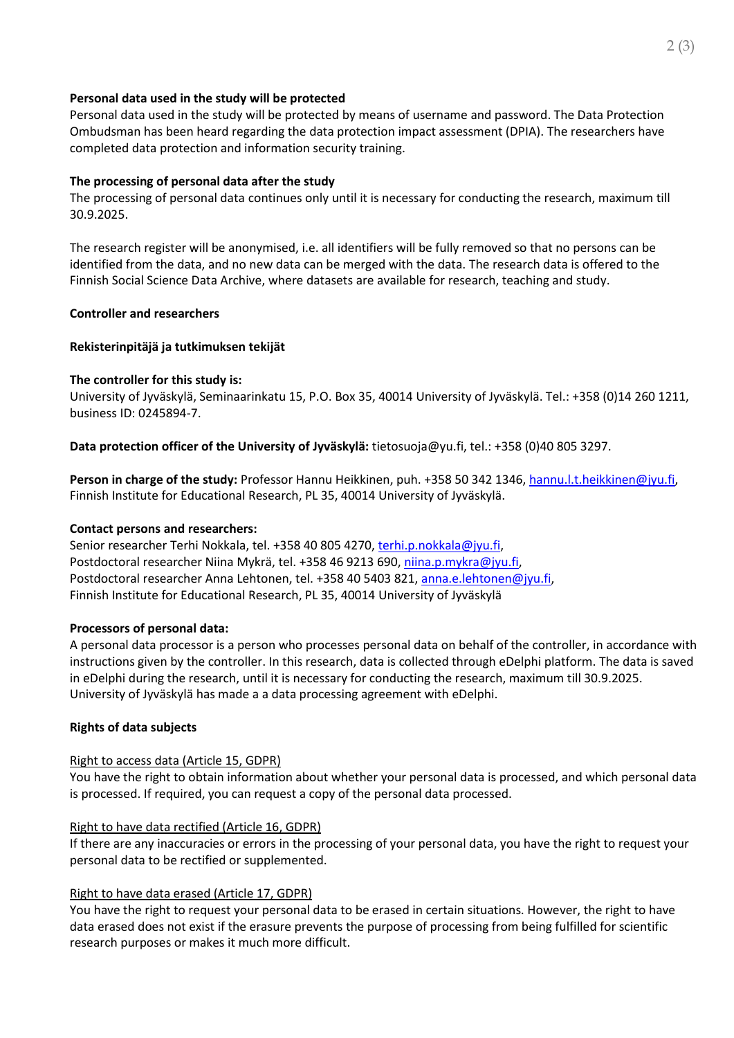**Personal data used in the study will be protected**
Personal data used in the study will be protected by means of username and password. The Data Protection Ombudsman has been heard regarding the data protection impact assessment (DPIA). The researchers have completed data protection and information security training.

**The processing of personal data after the study**
The processing of personal data continues only until it is necessary for conducting the research, maximum till 30.9.2025.

The research register will be anonymised, i.e. all identifiers will be fully removed so that no persons can be identified from the data, and no new data can be merged with the data. The research data is offered to the Finnish Social Science Data Archive, where datasets are available for research, teaching and study.

**Controller and researchers**

**Rekisterinpitäjä ja tutkimuksen tekijät**

**The controller for this study is:**
University of Jyväskylä, Seminaarinkatu 15, P.O. Box 35, 40014 University of Jyväskylä. Tel.: +358 (0)14 260 1211, business ID: 0245894-7.

**Data protection officer of the University of Jyväskylä:** tietosuoja@yu.fi, tel.: +358 (0)40 805 3297.

**Person in charge of the study:** Professor Hannu Heikkinen, puh. +358 50 342 1346, hannu.l.t.heikkinen@jyu.fi, Finnish Institute for Educational Research, PL 35, 40014 University of Jyväskylä.

**Contact persons and researchers:**
Senior researcher Terhi Nokkala, tel. +358 40 805 4270, terhi.p.nokkala@jyu.fi,
Postdoctoral researcher Niina Mykrä, tel. +358 46 9213 690, niina.p.mykra@jyu.fi,
Postdoctoral researcher Anna Lehtonen, tel. +358 40 5403 821, anna.e.lehtonen@jyu.fi,
Finnish Institute for Educational Research, PL 35, 40014 University of Jyväskylä

**Processors of personal data:**
A personal data processor is a person who processes personal data on behalf of the controller, in accordance with instructions given by the controller. In this research, data is collected through eDelphi platform. The data is saved in eDelphi during the research, until it is necessary for conducting the research, maximum till 30.9.2025. University of Jyväskylä has made a a data processing agreement with eDelphi.

**Rights of data subjects**

Right to access data (Article 15, GDPR)
You have the right to obtain information about whether your personal data is processed, and which personal data is processed. If required, you can request a copy of the personal data processed.

Right to have data rectified (Article 16, GDPR)
If there are any inaccuracies or errors in the processing of your personal data, you have the right to request your personal data to be rectified or supplemented.

Right to have data erased (Article 17, GDPR)
You have the right to request your personal data to be erased in certain situations. However, the right to have data erased does not exist if the erasure prevents the purpose of processing from being fulfilled for scientific research purposes or makes it much more difficult.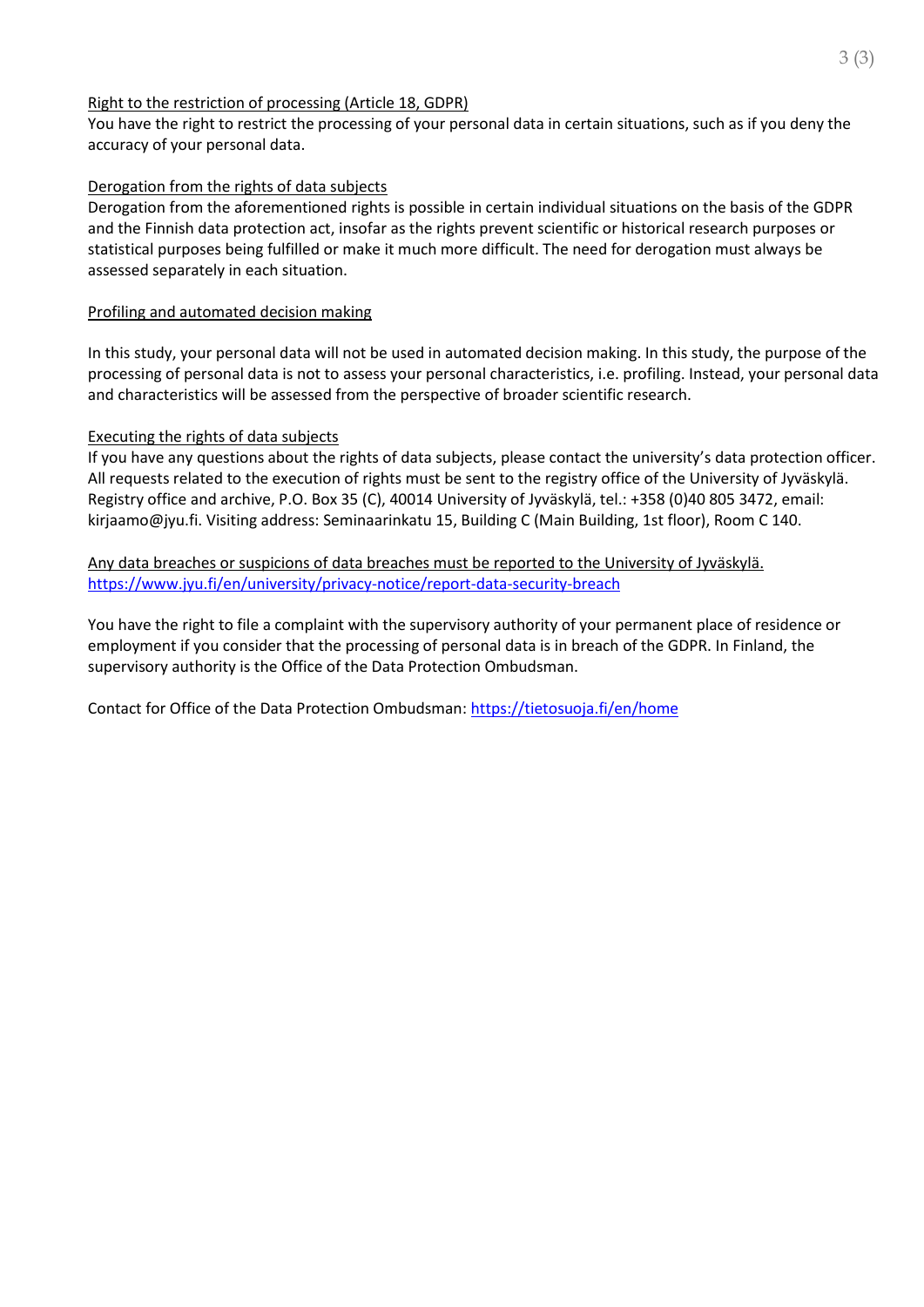Right to the restriction of processing (Article 18, GDPR)

You have the right to restrict the processing of your personal data in certain situations, such as if you deny the accuracy of your personal data.

Derogation from the rights of data subjects

Derogation from the aforementioned rights is possible in certain individual situations on the basis of the GDPR and the Finnish data protection act, insofar as the rights prevent scientific or historical research purposes or statistical purposes being fulfilled or make it much more difficult. The need for derogation must always be assessed separately in each situation.

Profiling and automated decision making

In this study, your personal data will not be used in automated decision making. In this study, the purpose of the processing of personal data is not to assess your personal characteristics, i.e. profiling. Instead, your personal data and characteristics will be assessed from the perspective of broader scientific research.

Executing the rights of data subjects

If you have any questions about the rights of data subjects, please contact the university's data protection officer. All requests related to the execution of rights must be sent to the registry office of the University of Jyväskylä. Registry office and archive, P.O. Box 35 (C), 40014 University of Jyväskylä, tel.: +358 (0)40 805 3472, email: kirjaamo@jyu.fi. Visiting address: Seminaarinkatu 15, Building C (Main Building, 1st floor), Room C 140.

Any data breaches or suspicions of data breaches must be reported to the University of Jyväskylä.
https://www.jyu.fi/en/university/privacy-notice/report-data-security-breach

You have the right to file a complaint with the supervisory authority of your permanent place of residence or employment if you consider that the processing of personal data is in breach of the GDPR. In Finland, the supervisory authority is the Office of the Data Protection Ombudsman.

Contact for Office of the Data Protection Ombudsman: https://tietosuoja.fi/en/home